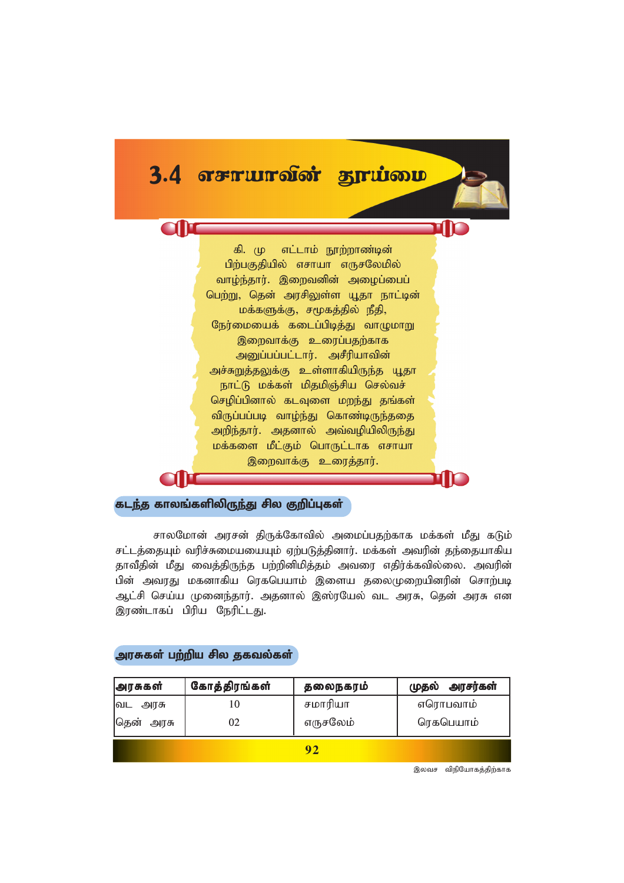# 3.4 எசாயாவின் தூய்மை

கி. மு எட்டாம் நூற்றாண்டின் பிற்பகுதியில் எசாயா எருசலேமில் வாழ்ந்தார். இறைவனின் அழைப்பைப் பெற்று, தென் அரசிலுள்ள யூதா நாட்டின் மக்களுக்கு, சமூகத்தில் நீதி, நேர்மையைக் கடைப்பிடித்து வாழுமாறு இறைவாக்கு உரைப்பதற்காக அனுப்பப்பட்டார். அசீரியாவின் அச்சுறுத்தலுக்கு உள்ளாகியிருந்த யூதா நாட்டு மக்கள் மிதமிஞ்சிய செல்வச் செழிப்பினால் கடவுளை மறந்து தங்கள் விருப்பப்படி வாழ்ந்து கொண்டிருந்ததை அறிந்தார். அதனால் அவ்வழியிலிருந்து மக்களை மீட்கும் பொருட்டாக எசாயா இறைவாக்கு உரைத்தார்.

## கடந்த காலங்களிலிருந்து சில குறிப்புகள்

சாலமோன் அரசன் திருக்கோவில் அமைப்பதற்காக மக்கள் மீது கடும் சட்டத்தையும் வரிச்சுமையையும் ஏற்படுத்தினார். மக்கள் அவரின் தந்தையாகிய தாவீதின் மீது வைத்திருந்த பற்றினிமித்தம் அவரை எதிர்க்கவில்லை. அவரின் பின் அவரது மகனாகிய ரெகபெயாம் இளைய தலைமுறையினரின் சொற்படி ஆட்சி செய்ய முனைந்தார். அதனால் இஸ்ரயேல் வட அரசு, தென் அரசு என இரண்டாகப் பிரிய நேரிட்டது.

## அரசுகள் பற்றிய சில தகவல்கள்

| அரசுகள் | கோத்திரங்கள் | தலைநகரம் | முதல் அரசர்கள் |
|---|---|---|---|
| வட அரசு | 10 | சமாரியா | எரொபவாம் |
| தென் அரசு | 02 | எருசலேம் | ரெகபெயாம் |

இலவச விநியோகத்திற்காக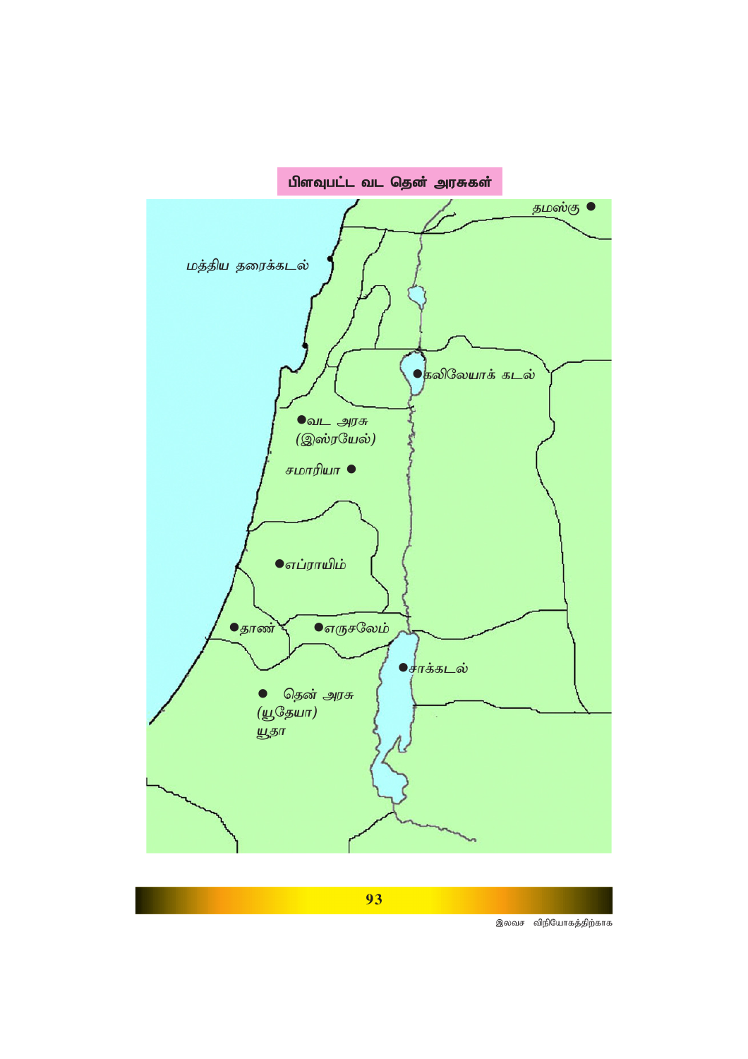## பிளவுபட்ட வட தென் அரசுகள்

தமஸ்கு

மத்திய தரைக்கடல்

கலிலேயாக் கடல்

வட அரசு
(இஸ்ரயேல்)

சமாரியா

எப்ராயிம்

தாண்

எருசலேம்

சாக்கடல்

தென் அரசு
(யூதேயா)
யூதா

இலவச விநியோகத்திற்காக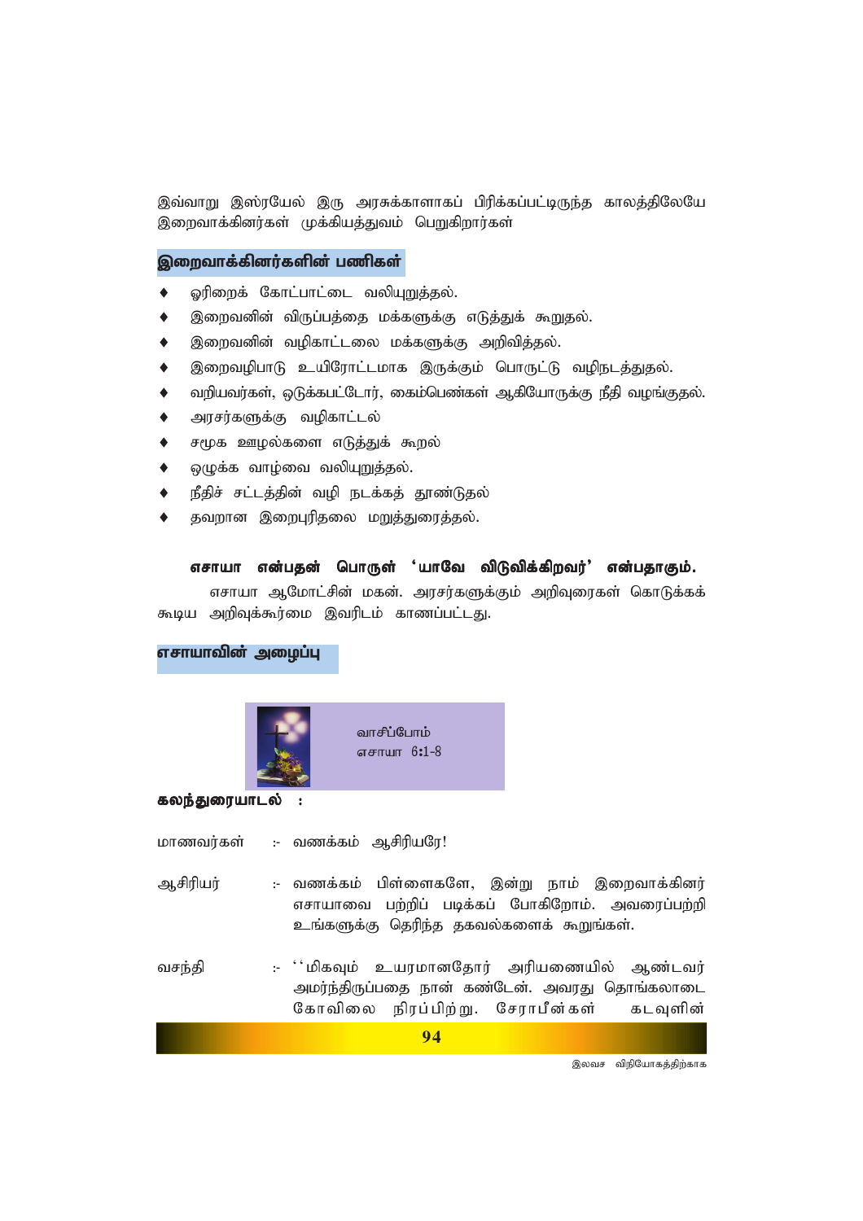இவ்வாறு இஸ்ரயேல் இரு அரசுக்களாகப் பிரிக்கப்பட்டிருந்த காலத்திலேயே இறைவாக்கினர்கள் முக்கியத்துவம் பெறுகிறார்கள்

## இறைவாக்கினர்களின் பணிகள்

- ஓரிறைக் கோட்பாட்டை வலியுறுத்தல்.
- இறைவனின் விருப்பத்தை மக்களுக்கு எடுத்துக் கூறுதல்.
- இறைவனின் வழிகாட்டலை மக்களுக்கு அறிவித்தல்.
- இறைவழிபாடு உயிரோட்டமாக இருக்கும் பொருட்டு வழிநடத்துதல்.
- வறியவர்கள், ஒடுக்கபட்டோர், கைம்பெண்கள் ஆகியோருக்கு நீதி வழங்குதல்.
- அரசர்களுக்கு வழிகாட்டல்
- சமூக ஊழல்களை எடுத்துக் கூறல்
- ஒழுக்க வாழ்வை வலியுறுத்தல்.
- நீதிச் சட்டத்தின் வழி நடக்கத் தூண்டுதல்
- தவறான இறைபுரிதலை மறுத்துரைத்தல்.

**எசாயா என்பதன் பொருள் 'யாவே விடுவிக்கிறவர்' என்பதாகும்.**

எசாயா ஆமோட்சின் மகன். அரசர்களுக்கும் அறிவுரைகள் கொடுக்கக் கூடிய அறிவுக்கூர்மை இவரிடம் காணப்பட்டது.

## எசாயாவின் அழைப்பு

வாசிப்போம்
எசாயா 6:1-8

**கலந்துரையாடல் :**

மாணவர்கள் :- வணக்கம் ஆசிரியரே!

ஆசிரியர் :- வணக்கம் பிள்ளைகளே, இன்று நாம் இறைவாக்கினர் எசாயாவை பற்றிப் படிக்கப் போகிறோம். அவரைப்பற்றி உங்களுக்கு தெரிந்த தகவல்களைக் கூறுங்கள்.

வசந்தி :- ''மிகவும் உயரமானதோர் அரியணையில் ஆண்டவர் அமர்ந்திருப்பதை நான் கண்டேன். அவரது தொங்கலாடை கோவிலை நிரப்பிற்று. சேராபீன்கள் கடவுளின்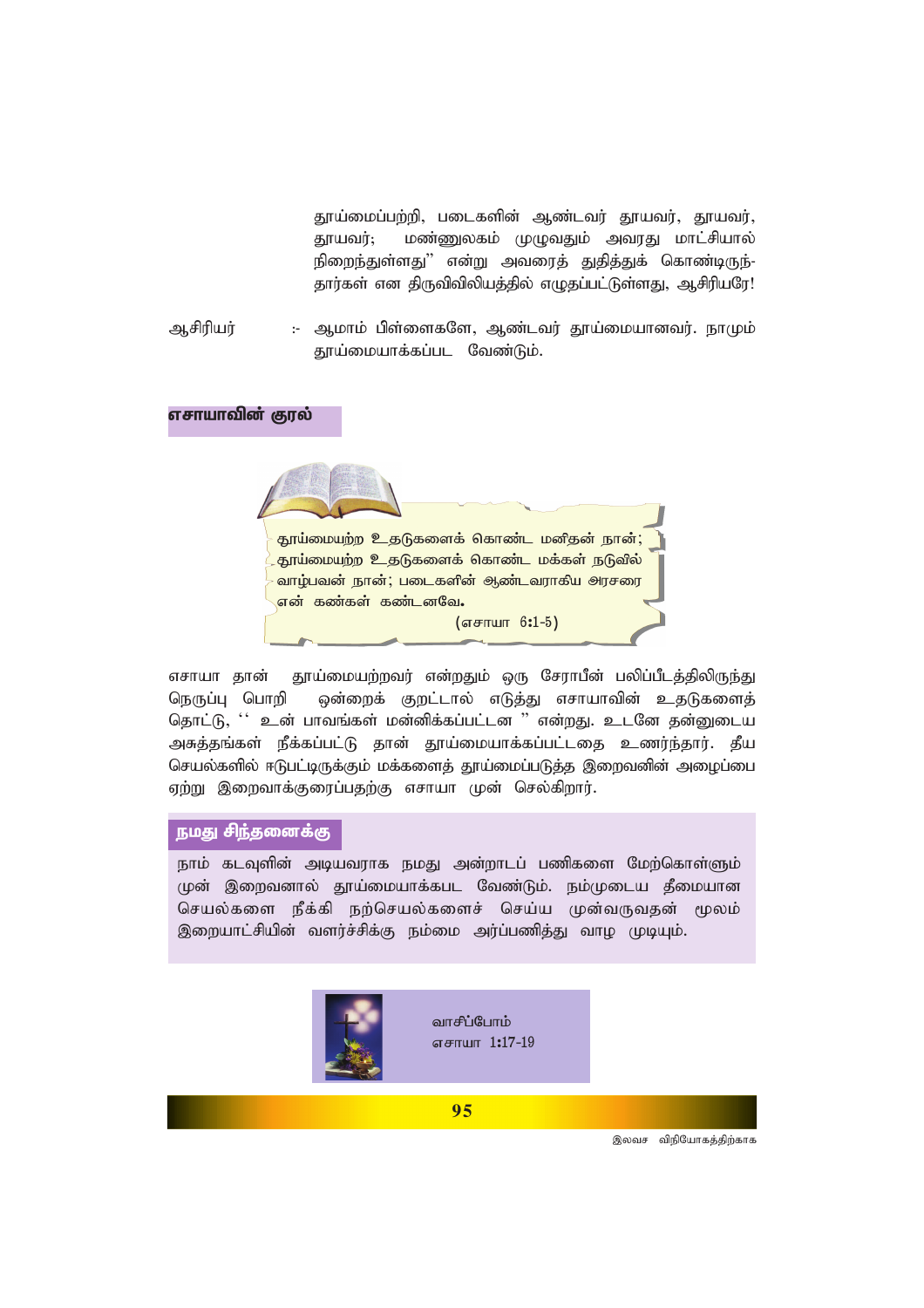தூய்மைப்பற்றி, படைகளின் ஆண்டவர் தூயவர், தூயவர், தூயவர்; மண்ணுலகம் முழுவதும் அவரது மாட்சியால் நிறைந்துள்ளது" என்று அவரைத் துதித்துக் கொண்டிருந்தார்கள் என திருவிவிலியத்தில் எழுதப்பட்டுள்ளது, ஆசிரியரே!

ஆசிரியர் :- ஆமாம் பிள்ளைகளே, ஆண்டவர் தூய்மையானவர். நாமும் தூய்மையாக்கப்பட வேண்டும்.

## எசாயாவின் குரல்

தூய்மையற்ற உதடுகளைக் கொண்ட மனிதன் நான்; தூய்மையற்ற உதடுகளைக் கொண்ட மக்கள் நடுவில் வாழ்பவன் நான்; படைகளின் ஆண்டவராகிய அரசரை என் கண்கள் கண்டனவே.

(எசாயா 6:1-5)

எசாயா தான் தூய்மையற்றவர் என்றதும் ஒரு சேராபீன் பலிப்பீடத்திலிருந்து நெருப்பு பொறி ஒன்றைக் குறட்டால் எடுத்து எசாயாவின் உதடுகளைத் தொட்டு, " உன் பாவங்கள் மன்னிக்கப்பட்டன " என்றது. உடனே தன்னுடைய அசுத்தங்கள் நீக்கப்பட்டு தான் தூய்மையாக்கப்பட்டதை உணர்ந்தார். தீய செயல்களில் ஈடுபட்டிருக்கும் மக்களைத் தூய்மைப்படுத்த இறைவனின் அழைப்பை ஏற்று இறைவாக்குரைப்பதற்கு எசாயா முன் செல்கிறார்.

## நமது சிந்தனைக்கு

நாம் கடவுளின் அடியவராக நமது அன்றாடப் பணிகளை மேற்கொள்ளும் முன் இறைவனால் தூய்மையாக்கபட வேண்டும். நம்முடைய தீமையான செயல்களை நீக்கி நற்செயல்களைச் செய்ய முன்வருவதன் மூலம் இறையாட்சியின் வளர்ச்சிக்கு நம்மை அர்ப்பணித்து வாழ முடியும்.

வாசிப்போம்
எசாயா 1:17-19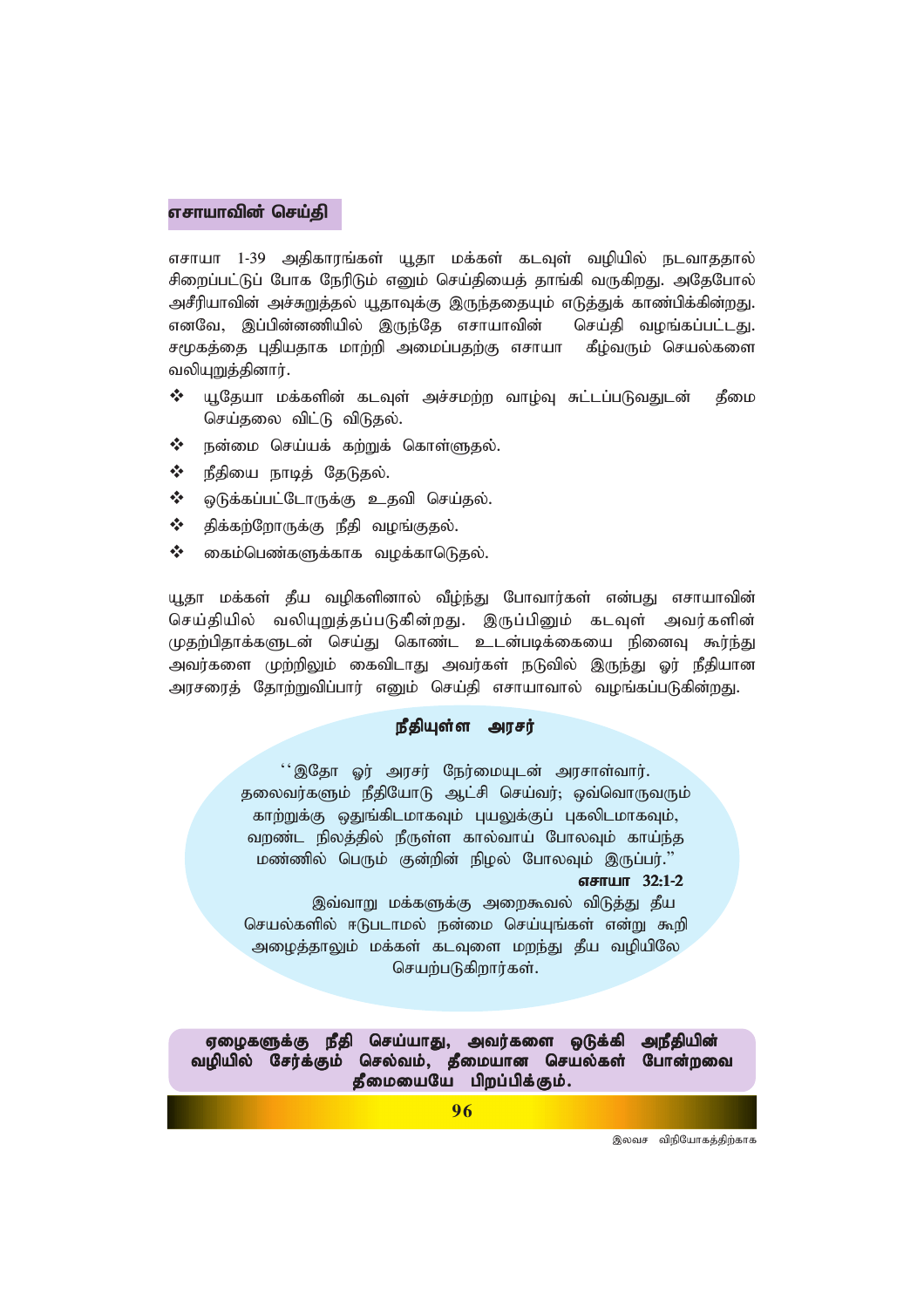## எசாயாவின் செய்தி

எசாயா 1-39 அதிகாரங்கள் யூதா மக்கள் கடவுள் வழியில் நடவாததால் சிறைப்பட்டுப் போக நேரிடும் எனும் செய்தியைத் தாங்கி வருகிறது. அதேபோல் அசீரியாவின் அச்சுறுத்தல் யூதாவுக்கு இருந்ததையும் எடுத்துக் காண்பிக்கின்றது. எனவே, இப்பின்னணியில் இருந்தே எசாயாவின் செய்தி வழங்கப்பட்டது. சமூகத்தை புதியதாக மாற்றி அமைப்பதற்கு எசாயா கீழ்வரும் செயல்களை வலியுறுத்தினார்.

- ❖ யூதேயா மக்களின் கடவுள் அச்சமற்ற வாழ்வு சுட்டப்படுவதுடன் தீமை செய்தலை விட்டு விடுதல்.
- ❖ நன்மை செய்யக் கற்றுக் கொள்ளுதல்.
- ❖ நீதியை நாடித் தேடுதல்.
- ❖ ஒடுக்கப்பட்டோருக்கு உதவி செய்தல்.
- ❖ திக்கற்றோருக்கு நீதி வழங்குதல்.
- ❖ கைம்பெண்களுக்காக வழக்காடுதல்.

யூதா மக்கள் தீய வழிகளினால் வீழ்ந்து போவார்கள் என்பது எசாயாவின் செய்தியில் வலியுறுத்தப்படுகின்றது. இருப்பினும் கடவுள் அவர்களின் முதற்பிதாக்களுடன் செய்து கொண்ட உடன்படிக்கையை நினைவு கூர்ந்து அவர்களை முற்றிலும் கைவிடாது அவர்கள் நடுவில் இருந்து ஓர் நீதியான அரசரைத் தோற்றுவிப்பார் எனும் செய்தி எசாயாவால் வழங்கப்படுகின்றது.

### நீதியுள்ள அரசர்

''இதோ ஓர் அரசர் நேர்மையுடன் அரசாள்வார். தலைவர்களும் நீதியோடு ஆட்சி செய்வர்; ஒவ்வொருவரும் காற்றுக்கு ஒதுங்கிடமாகவும் புயலுக்குப் புகலிடமாகவும், வறண்ட நிலத்தில் நீருள்ள கால்வாய் போலவும் காய்ந்த மண்ணில் பெரும் குன்றின் நிழல் போலவும் இருப்பர்.''

**எசாயா 32:1-2**

இவ்வாறு மக்களுக்கு அறைகூவல் விடுத்து தீய செயல்களில் ஈடுபடாமல் நன்மை செய்யுங்கள் என்று கூறி அழைத்தாலும் மக்கள் கடவுளை மறந்து தீய வழியிலே செயற்படுகிறார்கள்.

**ஏழைகளுக்கு நீதி செய்யாது, அவர்களை ஒடுக்கி அநீதியின் வழியில் சேர்க்கும் செல்வம், தீமையான செயல்கள் போன்றவை தீமையையே பிறப்பிக்கும்.**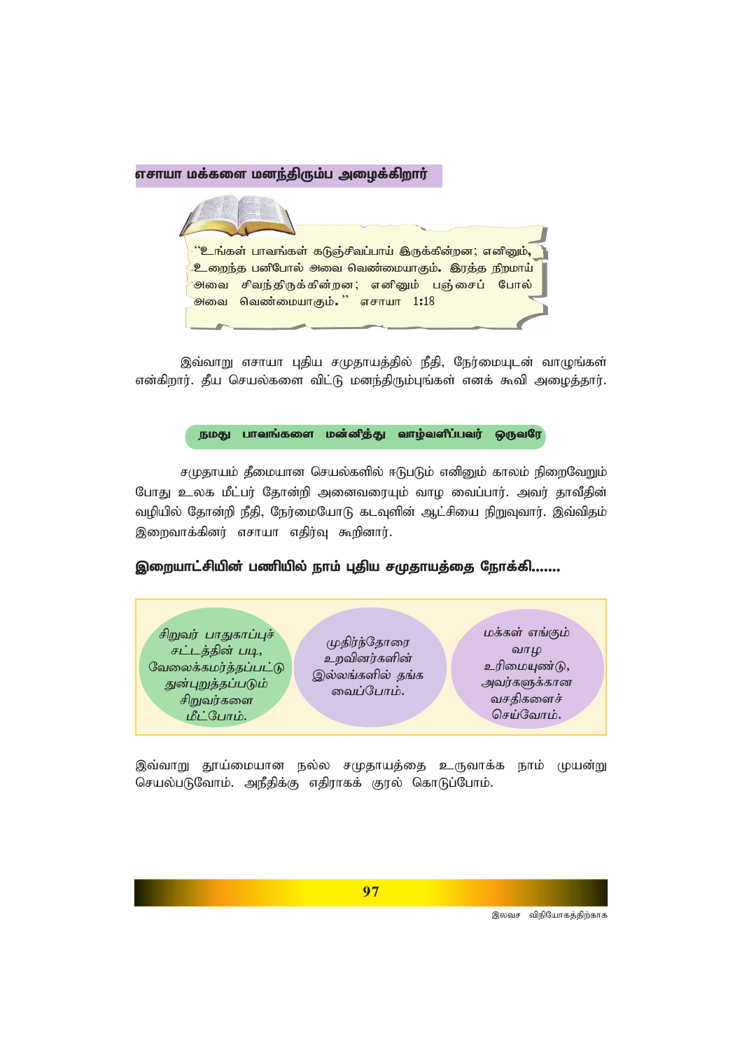## எசாயா மக்களை மனந்திரும்ப அழைக்கிறார்

"உங்கள் பாவங்கள் கடுஞ்சிவப்பாய் இருக்கின்றன; எனினும், உறைந்த பனிபோல் அவை வெண்மையாகும். இரத்த நிறமாய் அவை சிவந்திருக்கின்றன; எனினும் பஞ்சைப் போல் அவை வெண்மையாகும்." எசாயா 1:18

இவ்வாறு எசாயா புதிய சமுதாயத்தில் நீதி, நேர்மையுடன் வாழுங்கள் என்கிறார். தீய செயல்களை விட்டு மனந்திரும்புங்கள் எனக் கூவி அழைத்தார்.

### நமது பாவங்களை மன்னித்து வாழ்வளிப்பவர் ஒருவரே

சமுதாயம் தீமையான செயல்களில் ஈடுபடும் எனினும் காலம் நிறைவேறும் போது உலக மீட்பர் தோன்றி அனைவரையும் வாழ வைப்பார். அவர் தாவீதின் வழியில் தோன்றி நீதி, நேர்மையோடு கடவுளின் ஆட்சியை நிறுவுவார். இவ்விதம் இறைவாக்கினர் எசாயா எதிர்வு கூறினார்.

### இறையாட்சியின் பணியில் நாம் புதிய சமுதாயத்தை நோக்கி.......

- *சிறுவர் பாதுகாப்புச் சட்டத்தின் படி, வேலைக்கமர்த்தப்பட்டு துன்புறுத்தப்படும் சிறுவர்களை மீட்போம்.*
- முதிர்ந்தோரை உறவினர்களின் இல்லங்களில் தங்க வைப்போம்.
- *மக்கள் எங்கும் வாழ உரிமையுண்டு, அவர்களுக்கான வசதிகளைச் செய்வோம்.*

இவ்வாறு தூய்மையான நல்ல சமுதாயத்தை உருவாக்க நாம் முயன்று செயல்படுவோம். அநீதிக்கு எதிராகக் குரல் கொடுப்போம்.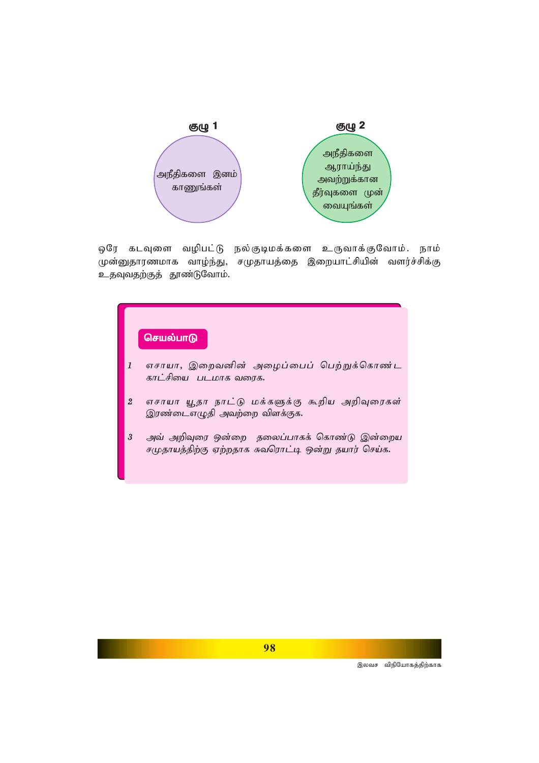**குழு 1**

அநீதிகளை இனம் காணுங்கள்

**குழு 2**

அநீதிகளை ஆராய்ந்து அவற்றுக்கான தீர்வுகளை முன் வையுங்கள்

ஒரே கடவுளை வழிபட்டு நல்குடிமக்களை உருவாக்குவோம். நாம் முன்னுதாரணமாக வாழ்ந்து, சமுதாயத்தை இறையாட்சியின் வளர்ச்சிக்கு உதவுவதற்குத் தூண்டுவோம்.

**செயல்பாடு**

1. *எசாயா, இறைவனின் அழைப்பைப் பெற்றுக்கொண்ட காட்சியை படமாக வரைக.*
2. *எசாயா யூதா நாட்டு மக்களுக்கு கூறிய அறிவுரைகள் இரண்டைஎழுதி அவற்றை விளக்குக.*
3. *அவ் அறிவுரை ஒன்றை தலைப்பாகக் கொண்டு இன்றைய சமுதாயத்திற்கு ஏற்றதாக சுவரொட்டி ஒன்று தயார் செய்க.*

இலவச விநியோகத்திற்காக